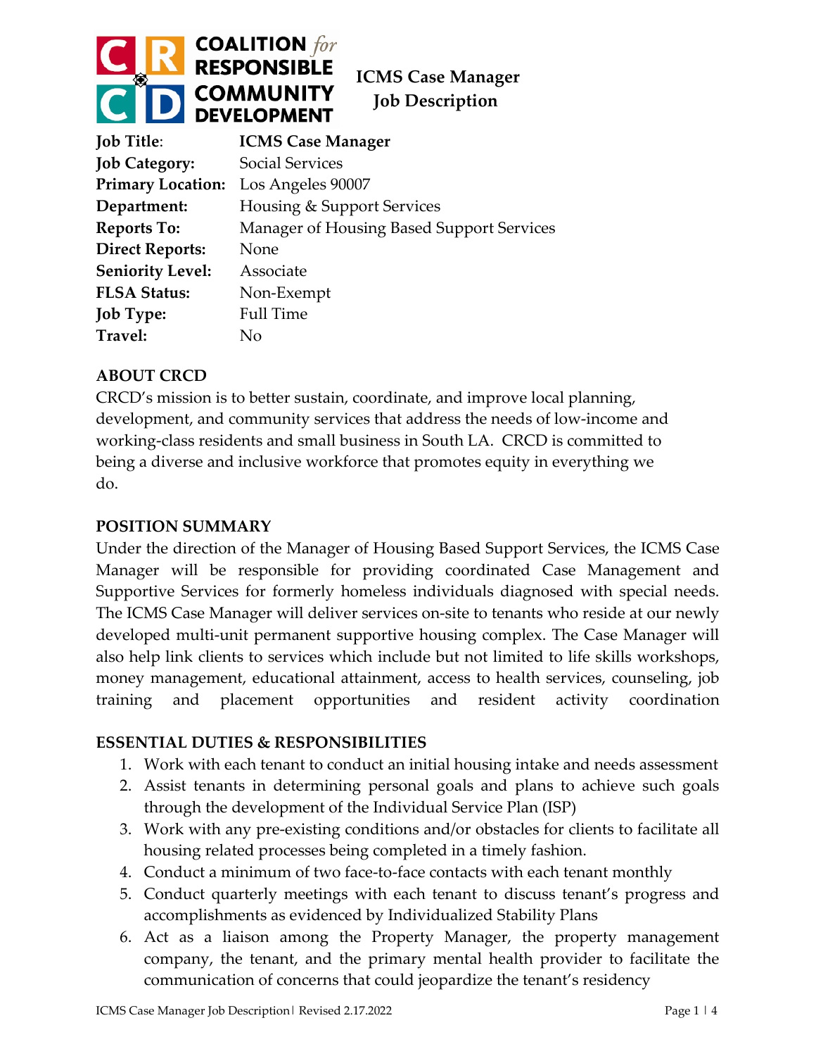COALITION *for* RESPONSIBLE COMMUNITY DEVELOPMENT

# ICMS Case Manager Job Description

| | |
|---|---|
| **Job Title**: | **ICMS Case Manager** |
| **Job Category:** | Social Services |
| **Primary Location:** | Los Angeles 90007 |
| **Department:** | Housing & Support Services |
| **Reports To:** | Manager of Housing Based Support Services |
| **Direct Reports:** | None |
| **Seniority Level:** | Associate |
| **FLSA Status:** | Non-Exempt |
| **Job Type:** | Full Time |
| **Travel:** | No |

## ABOUT CRCD

CRCD's mission is to better sustain, coordinate, and improve local planning, development, and community services that address the needs of low-income and working-class residents and small business in South LA. CRCD is committed to being a diverse and inclusive workforce that promotes equity in everything we do.

## POSITION SUMMARY

Under the direction of the Manager of Housing Based Support Services, the ICMS Case Manager will be responsible for providing coordinated Case Management and Supportive Services for formerly homeless individuals diagnosed with special needs. The ICMS Case Manager will deliver services on-site to tenants who reside at our newly developed multi-unit permanent supportive housing complex. The Case Manager will also help link clients to services which include but not limited to life skills workshops, money management, educational attainment, access to health services, counseling, job training and placement opportunities and resident activity coordination

## ESSENTIAL DUTIES & RESPONSIBILITIES

1. Work with each tenant to conduct an initial housing intake and needs assessment
2. Assist tenants in determining personal goals and plans to achieve such goals through the development of the Individual Service Plan (ISP)
3. Work with any pre-existing conditions and/or obstacles for clients to facilitate all housing related processes being completed in a timely fashion.
4. Conduct a minimum of two face-to-face contacts with each tenant monthly
5. Conduct quarterly meetings with each tenant to discuss tenant's progress and accomplishments as evidenced by Individualized Stability Plans
6. Act as a liaison among the Property Manager, the property management company, the tenant, and the primary mental health provider to facilitate the communication of concerns that could jeopardize the tenant's residency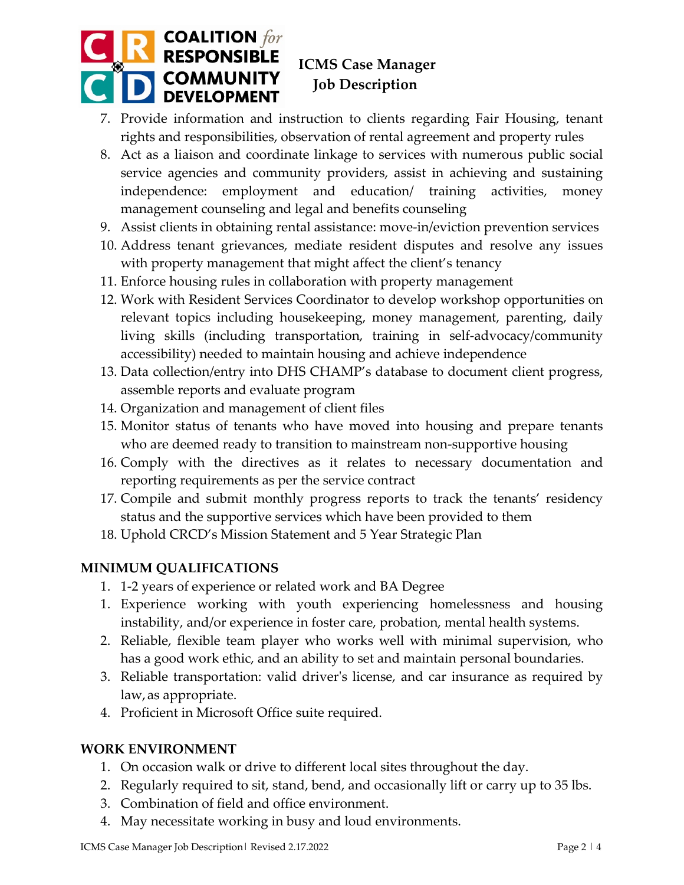7. Provide information and instruction to clients regarding Fair Housing, tenant rights and responsibilities, observation of rental agreement and property rules
8. Act as a liaison and coordinate linkage to services with numerous public social service agencies and community providers, assist in achieving and sustaining independence: employment and education/ training activities, money management counseling and legal and benefits counseling
9. Assist clients in obtaining rental assistance: move-in/eviction prevention services
10. Address tenant grievances, mediate resident disputes and resolve any issues with property management that might affect the client's tenancy
11. Enforce housing rules in collaboration with property management
12. Work with Resident Services Coordinator to develop workshop opportunities on relevant topics including housekeeping, money management, parenting, daily living skills (including transportation, training in self-advocacy/community accessibility) needed to maintain housing and achieve independence
13. Data collection/entry into DHS CHAMP's database to document client progress, assemble reports and evaluate program
14. Organization and management of client files
15. Monitor status of tenants who have moved into housing and prepare tenants who are deemed ready to transition to mainstream non-supportive housing
16. Comply with the directives as it relates to necessary documentation and reporting requirements as per the service contract
17. Compile and submit monthly progress reports to track the tenants' residency status and the supportive services which have been provided to them
18. Uphold CRCD's Mission Statement and 5 Year Strategic Plan

**MINIMUM QUALIFICATIONS**

1. 1-2 years of experience or related work and BA Degree
1. Experience working with youth experiencing homelessness and housing instability, and/or experience in foster care, probation, mental health systems.
2. Reliable, flexible team player who works well with minimal supervision, who has a good work ethic, and an ability to set and maintain personal boundaries.
3. Reliable transportation: valid driver's license, and car insurance as required by law, as appropriate.
4. Proficient in Microsoft Office suite required.

**WORK ENVIRONMENT**

1. On occasion walk or drive to different local sites throughout the day.
2. Regularly required to sit, stand, bend, and occasionally lift or carry up to 35 lbs.
3. Combination of field and office environment.
4. May necessitate working in busy and loud environments.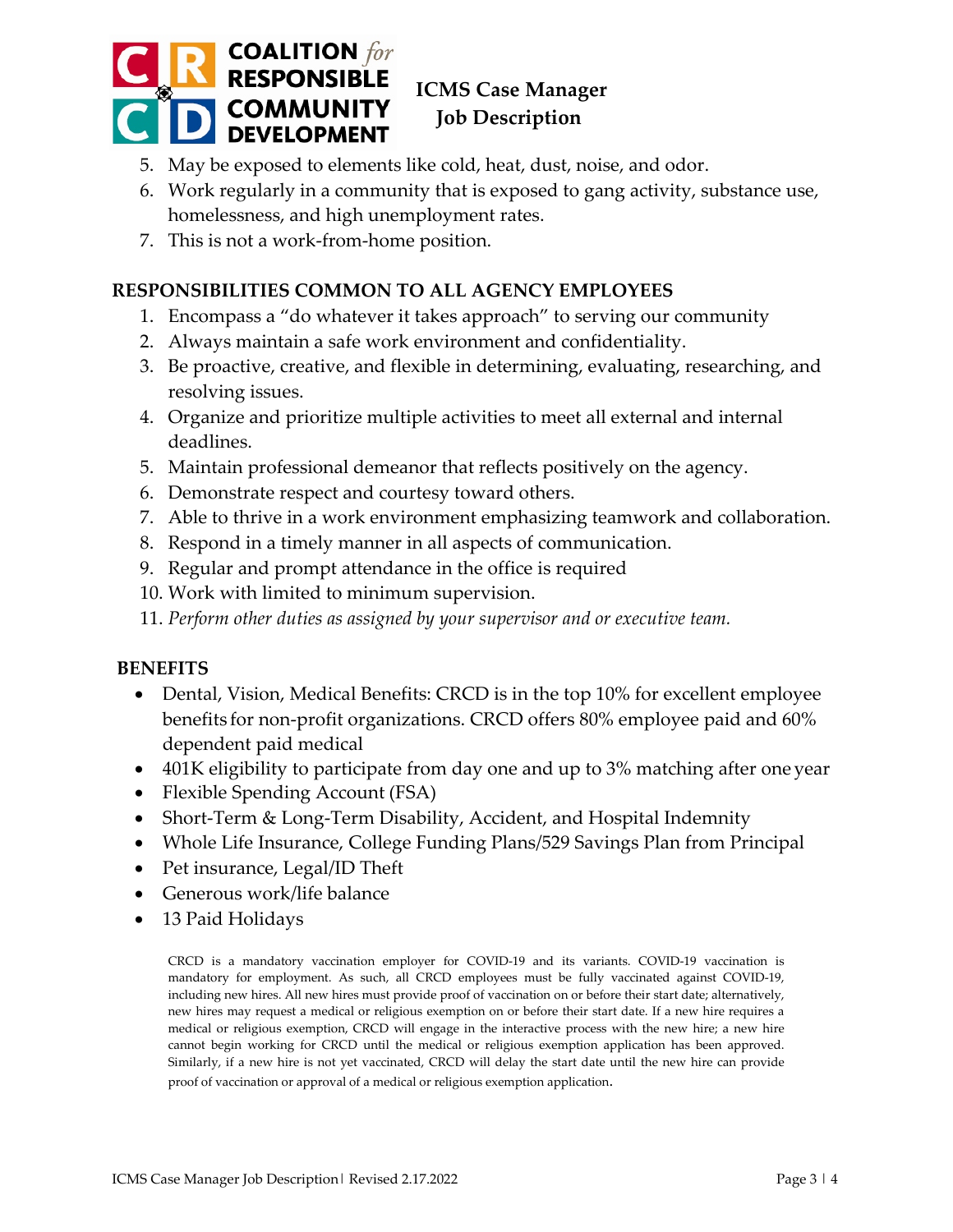5. May be exposed to elements like cold, heat, dust, noise, and odor.
6. Work regularly in a community that is exposed to gang activity, substance use, homelessness, and high unemployment rates.
7. This is not a work-from-home position.

## RESPONSIBILITIES COMMON TO ALL AGENCY EMPLOYEES

1. Encompass a "do whatever it takes approach" to serving our community
2. Always maintain a safe work environment and confidentiality.
3. Be proactive, creative, and flexible in determining, evaluating, researching, and resolving issues.
4. Organize and prioritize multiple activities to meet all external and internal deadlines.
5. Maintain professional demeanor that reflects positively on the agency.
6. Demonstrate respect and courtesy toward others.
7. Able to thrive in a work environment emphasizing teamwork and collaboration.
8. Respond in a timely manner in all aspects of communication.
9. Regular and prompt attendance in the office is required
10. Work with limited to minimum supervision.
11. *Perform other duties as assigned by your supervisor and or executive team.*

## BENEFITS

- Dental, Vision, Medical Benefits: CRCD is in the top 10% for excellent employee benefits for non-profit organizations. CRCD offers 80% employee paid and 60% dependent paid medical
- 401K eligibility to participate from day one and up to 3% matching after one year
- Flexible Spending Account (FSA)
- Short-Term & Long-Term Disability, Accident, and Hospital Indemnity
- Whole Life Insurance, College Funding Plans/529 Savings Plan from Principal
- Pet insurance, Legal/ID Theft
- Generous work/life balance
- 13 Paid Holidays

CRCD is a mandatory vaccination employer for COVID-19 and its variants. COVID-19 vaccination is mandatory for employment. As such, all CRCD employees must be fully vaccinated against COVID-19, including new hires. All new hires must provide proof of vaccination on or before their start date; alternatively, new hires may request a medical or religious exemption on or before their start date. If a new hire requires a medical or religious exemption, CRCD will engage in the interactive process with the new hire; a new hire cannot begin working for CRCD until the medical or religious exemption application has been approved. Similarly, if a new hire is not yet vaccinated, CRCD will delay the start date until the new hire can provide proof of vaccination or approval of a medical or religious exemption application.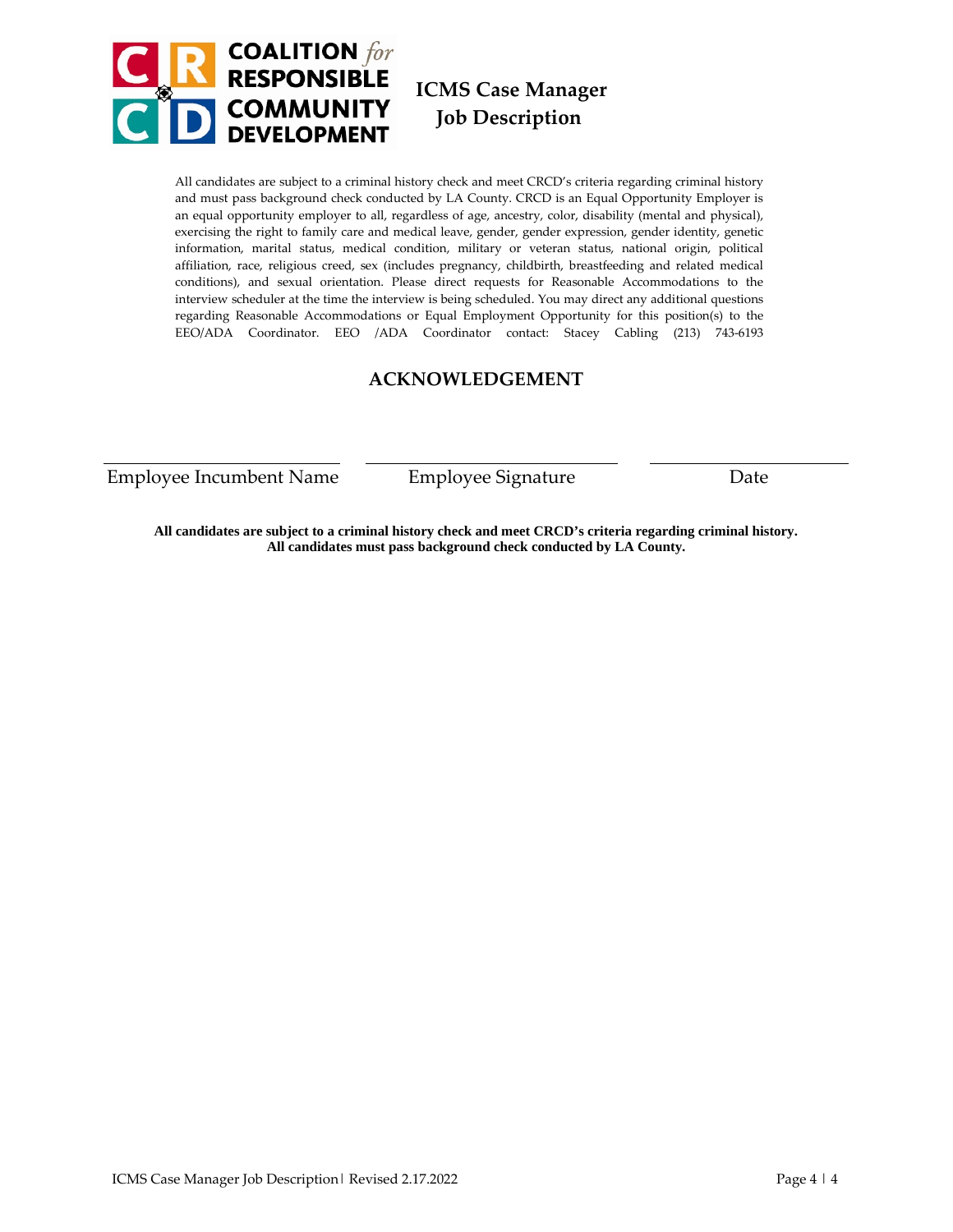# ICMS Case Manager Job Description

All candidates are subject to a criminal history check and meet CRCD's criteria regarding criminal history and must pass background check conducted by LA County. CRCD is an Equal Opportunity Employer is an equal opportunity employer to all, regardless of age, ancestry, color, disability (mental and physical), exercising the right to family care and medical leave, gender, gender expression, gender identity, genetic information, marital status, medical condition, military or veteran status, national origin, political affiliation, race, religious creed, sex (includes pregnancy, childbirth, breastfeeding and related medical conditions), and sexual orientation. Please direct requests for Reasonable Accommodations to the interview scheduler at the time the interview is being scheduled. You may direct any additional questions regarding Reasonable Accommodations or Equal Employment Opportunity for this position(s) to the EEO/ADA Coordinator. EEO /ADA Coordinator contact: Stacey Cabling (213) 743-6193

## ACKNOWLEDGEMENT

| | | |
|---|---|---|
| Employee Incumbent Name | Employee Signature | Date |

**All candidates are subject to a criminal history check and meet CRCD's criteria regarding criminal history. All candidates must pass background check conducted by LA County.**